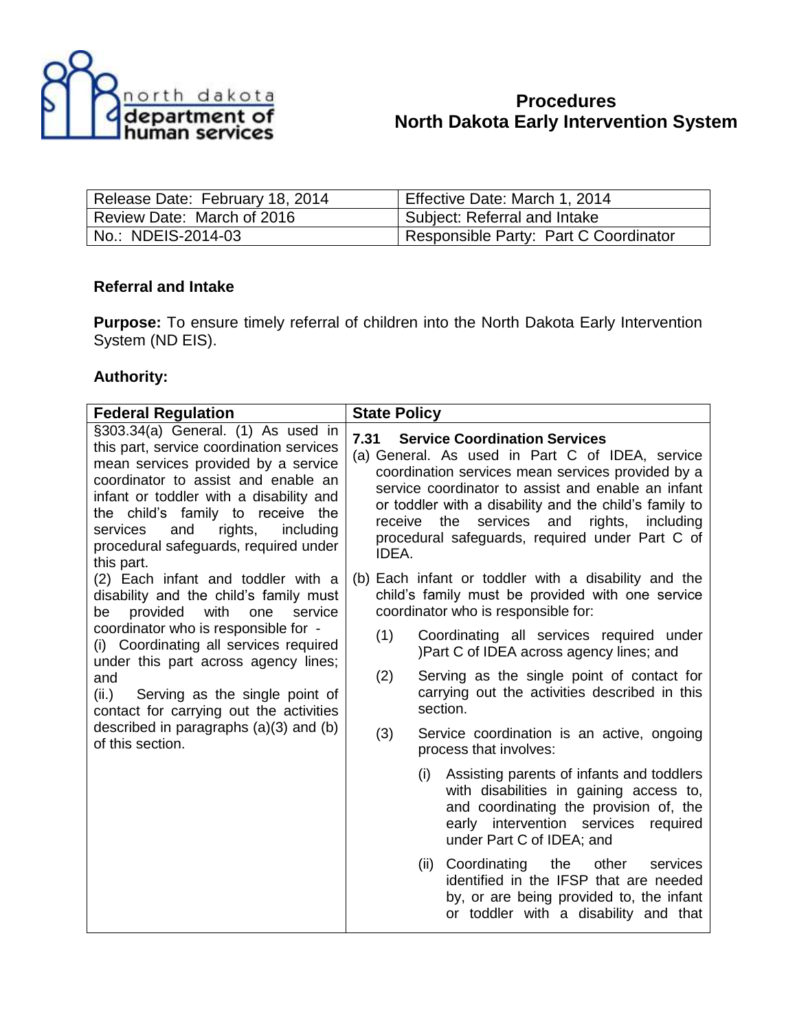# Procedures
# North Dakota Early Intervention System

| Release Date: February 18, 2014 | Effective Date: March 1, 2014 |
|---|---|
| Review Date: March of 2016 | Subject: Referral and Intake |
| No.: NDEIS-2014-03 | Responsible Party: Part C Coordinator |

**Referral and Intake**

**Purpose:** To ensure timely referral of children into the North Dakota Early Intervention System (ND EIS).

**Authority:**

| Federal Regulation | State Policy |
|---|---|
| §303.34(a) General. (1) As used in this part, service coordination services mean services provided by a service coordinator to assist and enable an infant or toddler with a disability and the child's family to receive the services and rights, including procedural safeguards, required under this part.<br>(2) Each infant and toddler with a disability and the child's family must be provided with one service coordinator who is responsible for -<br>(i) Coordinating all services required under this part across agency lines; and<br>(ii.) Serving as the single point of contact for carrying out the activities described in paragraphs (a)(3) and (b) of this section. | **7.31 Service Coordination Services**<br>(a) General. As used in Part C of IDEA, service coordination services mean services provided by a service coordinator to assist and enable an infant or toddler with a disability and the child's family to receive the services and rights, including procedural safeguards, required under Part C of IDEA.<br>(b) Each infant or toddler with a disability and the child's family must be provided with one service coordinator who is responsible for:<br>(1) Coordinating all services required under )Part C of IDEA across agency lines; and<br>(2) Serving as the single point of contact for carrying out the activities described in this section.<br>(3) Service coordination is an active, ongoing process that involves:<br>(i) Assisting parents of infants and toddlers with disabilities in gaining access to, and coordinating the provision of, the early intervention services required under Part C of IDEA; and<br>(ii) Coordinating the other services identified in the IFSP that are needed by, or are being provided to, the infant or toddler with a disability and that |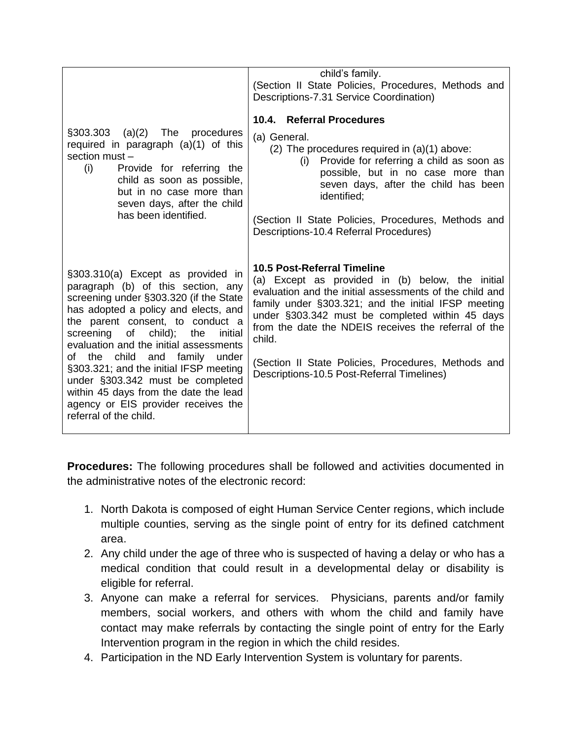| | |
|---|---|
| | child's family.<br>(Section II State Policies, Procedures, Methods and Descriptions-7.31 Service Coordination) |
| §303.303 (a)(2) The procedures required in paragraph (a)(1) of this section must –<br>(i) Provide for referring the child as soon as possible, but in no case more than seven days, after the child has been identified. | **10.4. Referral Procedures**<br>(a) General.<br>(2) The procedures required in (a)(1) above:<br>(i) Provide for referring a child as soon as possible, but in no case more than seven days, after the child has been identified;<br><br>(Section II State Policies, Procedures, Methods and Descriptions-10.4 Referral Procedures) |
| §303.310(a) Except as provided in paragraph (b) of this section, any screening under §303.320 (if the State has adopted a policy and elects, and the parent consent, to conduct a screening of child); the initial evaluation and the initial assessments of the child and family under §303.321; and the initial IFSP meeting under §303.342 must be completed within 45 days from the date the lead agency or EIS provider receives the referral of the child. | **10.5 Post-Referral Timeline**<br>(a) Except as provided in (b) below, the initial evaluation and the initial assessments of the child and family under §303.321; and the initial IFSP meeting under §303.342 must be completed within 45 days from the date the NDEIS receives the referral of the child.<br><br>(Section II State Policies, Procedures, Methods and Descriptions-10.5 Post-Referral Timelines) |

**Procedures:** The following procedures shall be followed and activities documented in the administrative notes of the electronic record:

1. North Dakota is composed of eight Human Service Center regions, which include multiple counties, serving as the single point of entry for its defined catchment area.
2. Any child under the age of three who is suspected of having a delay or who has a medical condition that could result in a developmental delay or disability is eligible for referral.
3. Anyone can make a referral for services. Physicians, parents and/or family members, social workers, and others with whom the child and family have contact may make referrals by contacting the single point of entry for the Early Intervention program in the region in which the child resides.
4. Participation in the ND Early Intervention System is voluntary for parents.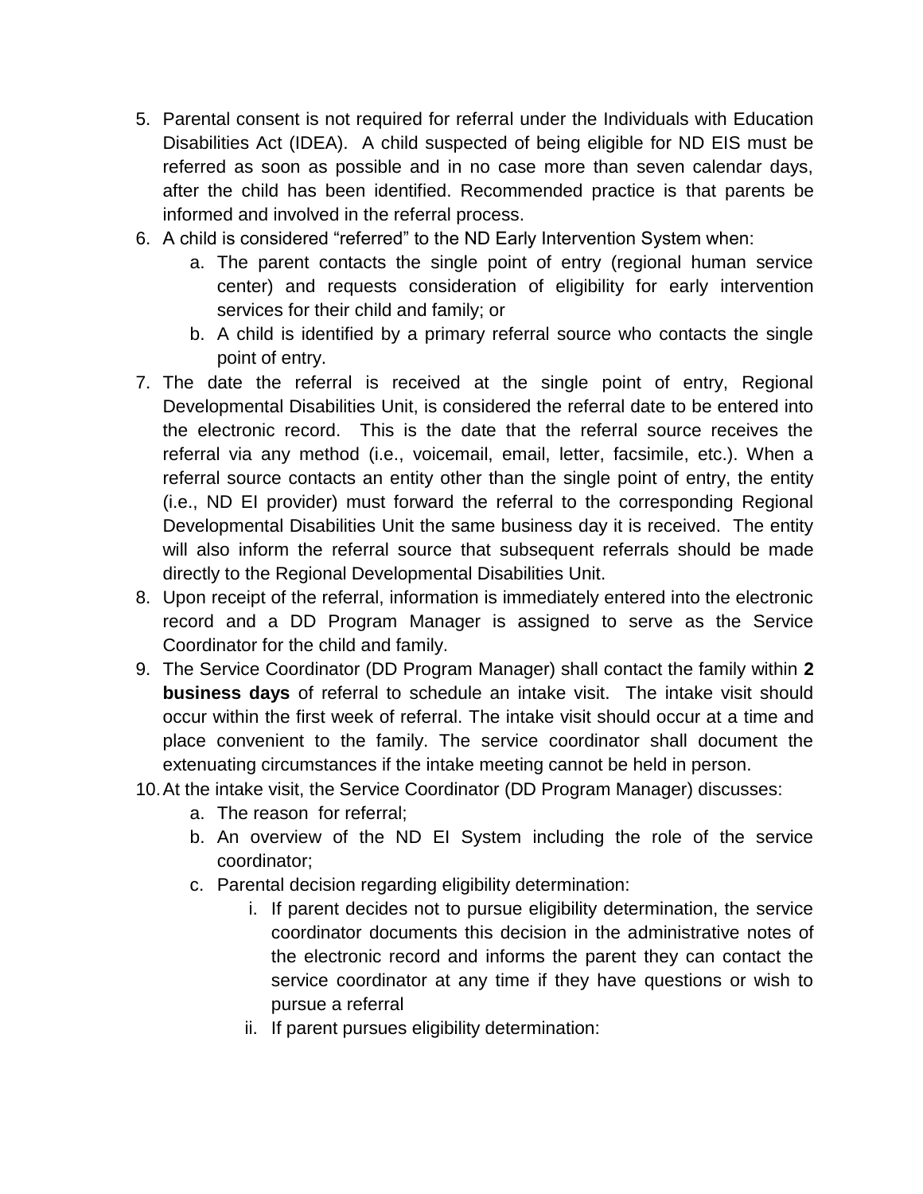5. Parental consent is not required for referral under the Individuals with Education Disabilities Act (IDEA). A child suspected of being eligible for ND EIS must be referred as soon as possible and in no case more than seven calendar days, after the child has been identified. Recommended practice is that parents be informed and involved in the referral process.
6. A child is considered "referred" to the ND Early Intervention System when:
   a. The parent contacts the single point of entry (regional human service center) and requests consideration of eligibility for early intervention services for their child and family; or
   b. A child is identified by a primary referral source who contacts the single point of entry.
7. The date the referral is received at the single point of entry, Regional Developmental Disabilities Unit, is considered the referral date to be entered into the electronic record. This is the date that the referral source receives the referral via any method (i.e., voicemail, email, letter, facsimile, etc.). When a referral source contacts an entity other than the single point of entry, the entity (i.e., ND EI provider) must forward the referral to the corresponding Regional Developmental Disabilities Unit the same business day it is received. The entity will also inform the referral source that subsequent referrals should be made directly to the Regional Developmental Disabilities Unit.
8. Upon receipt of the referral, information is immediately entered into the electronic record and a DD Program Manager is assigned to serve as the Service Coordinator for the child and family.
9. The Service Coordinator (DD Program Manager) shall contact the family within **2 business days** of referral to schedule an intake visit. The intake visit should occur within the first week of referral. The intake visit should occur at a time and place convenient to the family. The service coordinator shall document the extenuating circumstances if the intake meeting cannot be held in person.
10. At the intake visit, the Service Coordinator (DD Program Manager) discusses:
    a. The reason for referral;
    b. An overview of the ND EI System including the role of the service coordinator;
    c. Parental decision regarding eligibility determination:
       i. If parent decides not to pursue eligibility determination, the service coordinator documents this decision in the administrative notes of the electronic record and informs the parent they can contact the service coordinator at any time if they have questions or wish to pursue a referral
       ii. If parent pursues eligibility determination: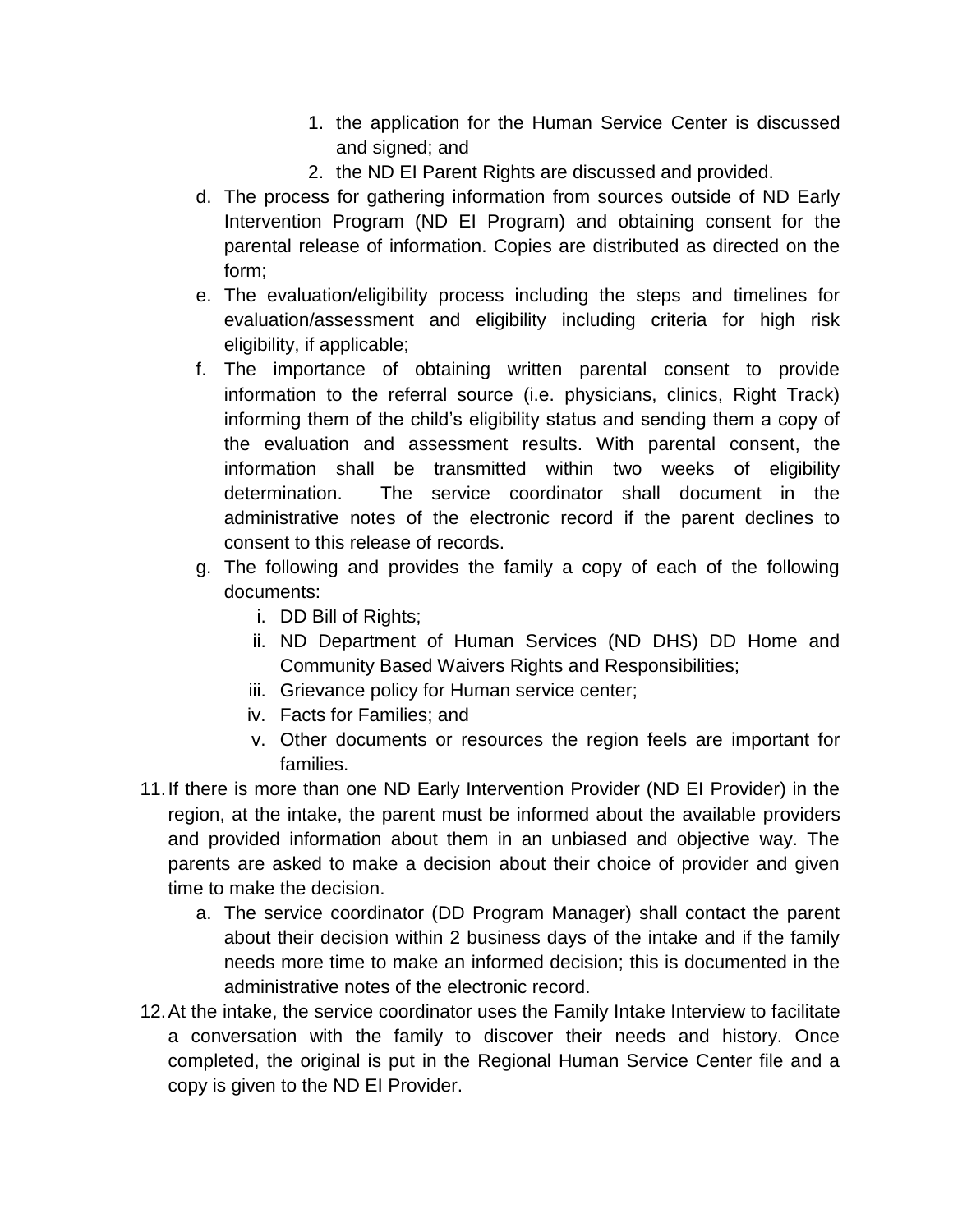1. the application for the Human Service Center is discussed and signed; and
   2. the ND EI Parent Rights are discussed and provided.

d. The process for gathering information from sources outside of ND Early Intervention Program (ND EI Program) and obtaining consent for the parental release of information. Copies are distributed as directed on the form;

e. The evaluation/eligibility process including the steps and timelines for evaluation/assessment and eligibility including criteria for high risk eligibility, if applicable;

f. The importance of obtaining written parental consent to provide information to the referral source (i.e. physicians, clinics, Right Track) informing them of the child's eligibility status and sending them a copy of the evaluation and assessment results. With parental consent, the information shall be transmitted within two weeks of eligibility determination. The service coordinator shall document in the administrative notes of the electronic record if the parent declines to consent to this release of records.

g. The following and provides the family a copy of each of the following documents:
   i. DD Bill of Rights;
   ii. ND Department of Human Services (ND DHS) DD Home and Community Based Waivers Rights and Responsibilities;
   iii. Grievance policy for Human service center;
   iv. Facts for Families; and
   v. Other documents or resources the region feels are important for families.

11. If there is more than one ND Early Intervention Provider (ND EI Provider) in the region, at the intake, the parent must be informed about the available providers and provided information about them in an unbiased and objective way. The parents are asked to make a decision about their choice of provider and given time to make the decision.
    a. The service coordinator (DD Program Manager) shall contact the parent about their decision within 2 business days of the intake and if the family needs more time to make an informed decision; this is documented in the administrative notes of the electronic record.

12. At the intake, the service coordinator uses the Family Intake Interview to facilitate a conversation with the family to discover their needs and history. Once completed, the original is put in the Regional Human Service Center file and a copy is given to the ND EI Provider.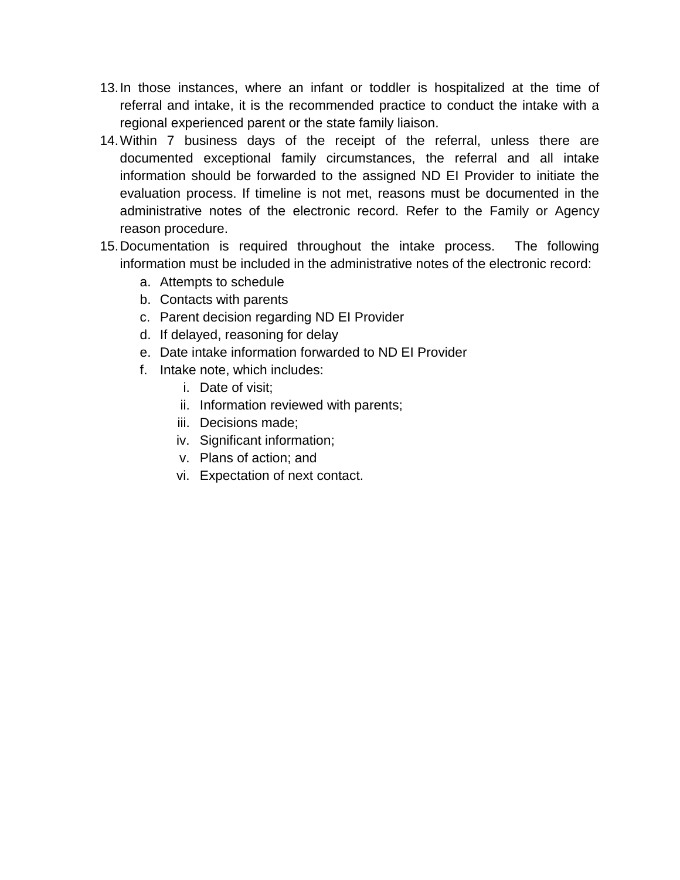13. In those instances, where an infant or toddler is hospitalized at the time of referral and intake, it is the recommended practice to conduct the intake with a regional experienced parent or the state family liaison.
14. Within 7 business days of the receipt of the referral, unless there are documented exceptional family circumstances, the referral and all intake information should be forwarded to the assigned ND EI Provider to initiate the evaluation process. If timeline is not met, reasons must be documented in the administrative notes of the electronic record. Refer to the Family or Agency reason procedure.
15. Documentation is required throughout the intake process. The following information must be included in the administrative notes of the electronic record:
    a. Attempts to schedule
    b. Contacts with parents
    c. Parent decision regarding ND EI Provider
    d. If delayed, reasoning for delay
    e. Date intake information forwarded to ND EI Provider
    f. Intake note, which includes:
        i. Date of visit;
        ii. Information reviewed with parents;
        iii. Decisions made;
        iv. Significant information;
        v. Plans of action; and
        vi. Expectation of next contact.